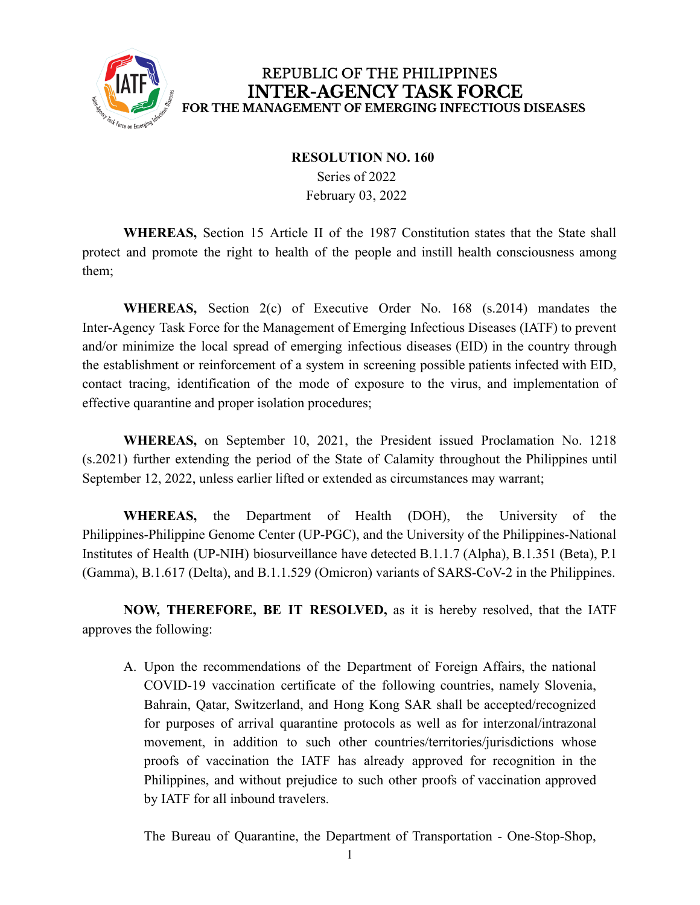REPUBLIC OF THE PHILIPPINES
**INTER-AGENCY TASK FORCE**
**FOR THE MANAGEMENT OF EMERGING INFECTIOUS DISEASES**

**RESOLUTION NO. 160**
Series of 2022
February 03, 2022

**WHEREAS,** Section 15 Article II of the 1987 Constitution states that the State shall protect and promote the right to health of the people and instill health consciousness among them;

**WHEREAS,** Section 2(c) of Executive Order No. 168 (s.2014) mandates the Inter-Agency Task Force for the Management of Emerging Infectious Diseases (IATF) to prevent and/or minimize the local spread of emerging infectious diseases (EID) in the country through the establishment or reinforcement of a system in screening possible patients infected with EID, contact tracing, identification of the mode of exposure to the virus, and implementation of effective quarantine and proper isolation procedures;

**WHEREAS,** on September 10, 2021, the President issued Proclamation No. 1218 (s.2021) further extending the period of the State of Calamity throughout the Philippines until September 12, 2022, unless earlier lifted or extended as circumstances may warrant;

**WHEREAS,** the Department of Health (DOH), the University of the Philippines-Philippine Genome Center (UP-PGC), and the University of the Philippines-National Institutes of Health (UP-NIH) biosurveillance have detected B.1.1.7 (Alpha), B.1.351 (Beta), P.1 (Gamma), B.1.617 (Delta), and B.1.1.529 (Omicron) variants of SARS-CoV-2 in the Philippines.

**NOW, THEREFORE, BE IT RESOLVED,** as it is hereby resolved, that the IATF approves the following:

A. Upon the recommendations of the Department of Foreign Affairs, the national COVID-19 vaccination certificate of the following countries, namely Slovenia, Bahrain, Qatar, Switzerland, and Hong Kong SAR shall be accepted/recognized for purposes of arrival quarantine protocols as well as for interzonal/intrazonal movement, in addition to such other countries/territories/jurisdictions whose proofs of vaccination the IATF has already approved for recognition in the Philippines, and without prejudice to such other proofs of vaccination approved by IATF for all inbound travelers.

   The Bureau of Quarantine, the Department of Transportation - One-Stop-Shop,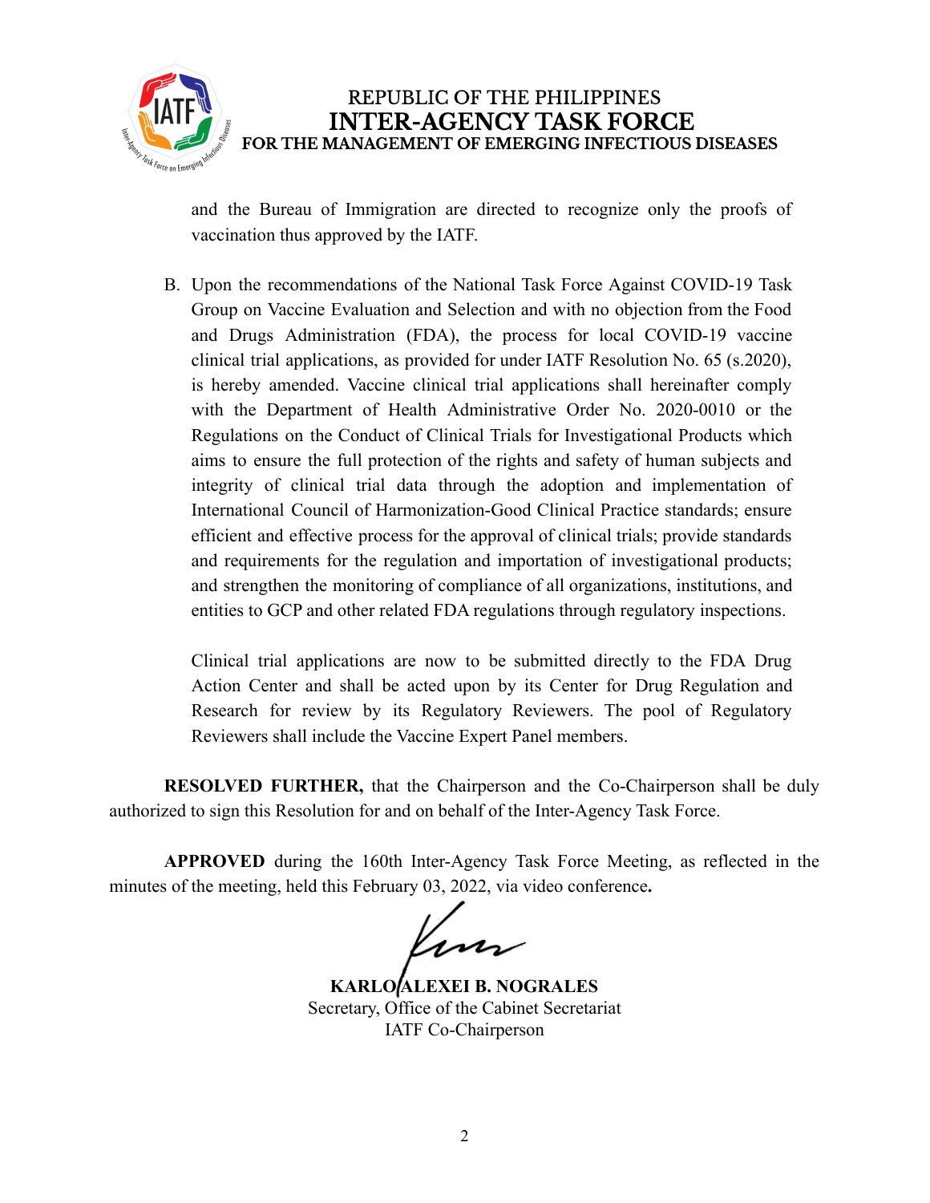and the Bureau of Immigration are directed to recognize only the proofs of vaccination thus approved by the IATF.

B. Upon the recommendations of the National Task Force Against COVID-19 Task Group on Vaccine Evaluation and Selection and with no objection from the Food and Drugs Administration (FDA), the process for local COVID-19 vaccine clinical trial applications, as provided for under IATF Resolution No. 65 (s.2020), is hereby amended. Vaccine clinical trial applications shall hereinafter comply with the Department of Health Administrative Order No. 2020-0010 or the Regulations on the Conduct of Clinical Trials for Investigational Products which aims to ensure the full protection of the rights and safety of human subjects and integrity of clinical trial data through the adoption and implementation of International Council of Harmonization-Good Clinical Practice standards; ensure efficient and effective process for the approval of clinical trials; provide standards and requirements for the regulation and importation of investigational products; and strengthen the monitoring of compliance of all organizations, institutions, and entities to GCP and other related FDA regulations through regulatory inspections.

   Clinical trial applications are now to be submitted directly to the FDA Drug Action Center and shall be acted upon by its Center for Drug Regulation and Research for review by its Regulatory Reviewers. The pool of Regulatory Reviewers shall include the Vaccine Expert Panel members.

**RESOLVED FURTHER,** that the Chairperson and the Co-Chairperson shall be duly authorized to sign this Resolution for and on behalf of the Inter-Agency Task Force.

**APPROVED** during the 160th Inter-Agency Task Force Meeting, as reflected in the minutes of the meeting, held this February 03, 2022, via video conference**.**

**KARLO ALEXEI B. NOGRALES**
Secretary, Office of the Cabinet Secretariat
IATF Co-Chairperson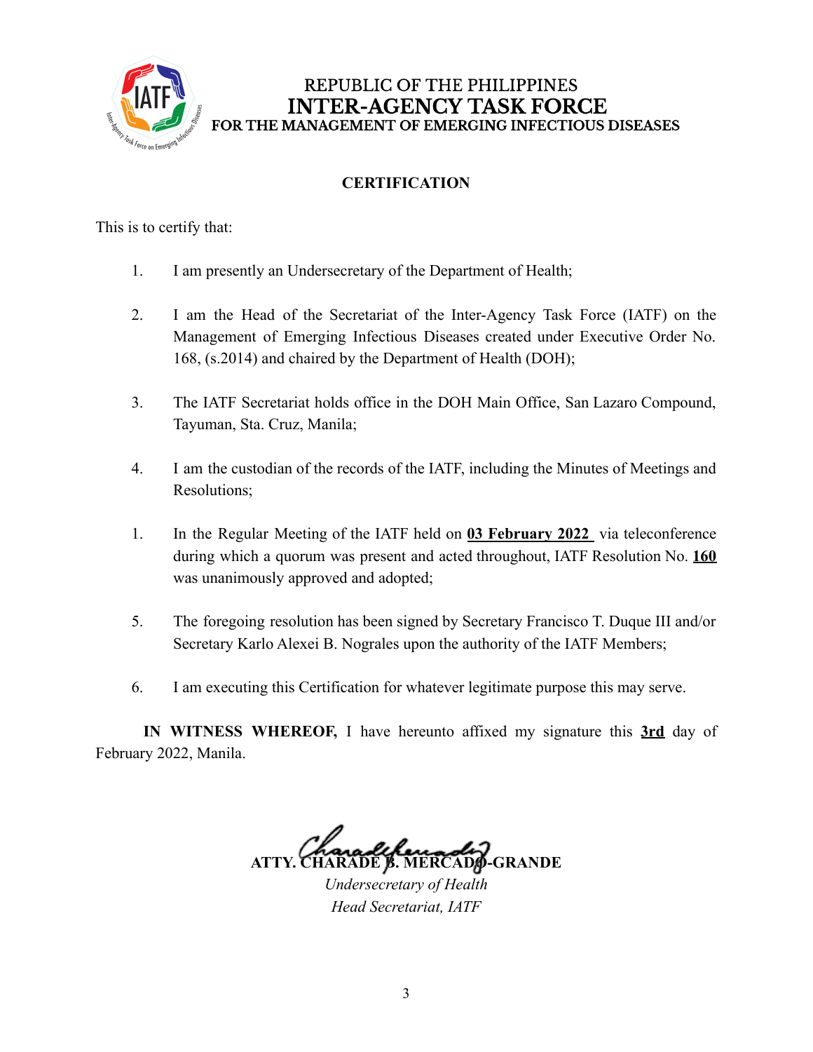REPUBLIC OF THE PHILIPPINES
# INTER-AGENCY TASK FORCE
FOR THE MANAGEMENT OF EMERGING INFECTIOUS DISEASES

## CERTIFICATION

This is to certify that:

1. I am presently an Undersecretary of the Department of Health;

2. I am the Head of the Secretariat of the Inter-Agency Task Force (IATF) on the Management of Emerging Infectious Diseases created under Executive Order No. 168, (s.2014) and chaired by the Department of Health (DOH);

3. The IATF Secretariat holds office in the DOH Main Office, San Lazaro Compound, Tayuman, Sta. Cruz, Manila;

4. I am the custodian of the records of the IATF, including the Minutes of Meetings and Resolutions;

1. In the Regular Meeting of the IATF held on **03 February 2022** via teleconference during which a quorum was present and acted throughout, IATF Resolution No. **160** was unanimously approved and adopted;

5. The foregoing resolution has been signed by Secretary Francisco T. Duque III and/or Secretary Karlo Alexei B. Nograles upon the authority of the IATF Members;

6. I am executing this Certification for whatever legitimate purpose this may serve.

**IN WITNESS WHEREOF,** I have hereunto affixed my signature this **3rd** day of February 2022, Manila.

**ATTY. CHARADE B. MERCADO-GRANDE**
*Undersecretary of Health*
*Head Secretariat, IATF*